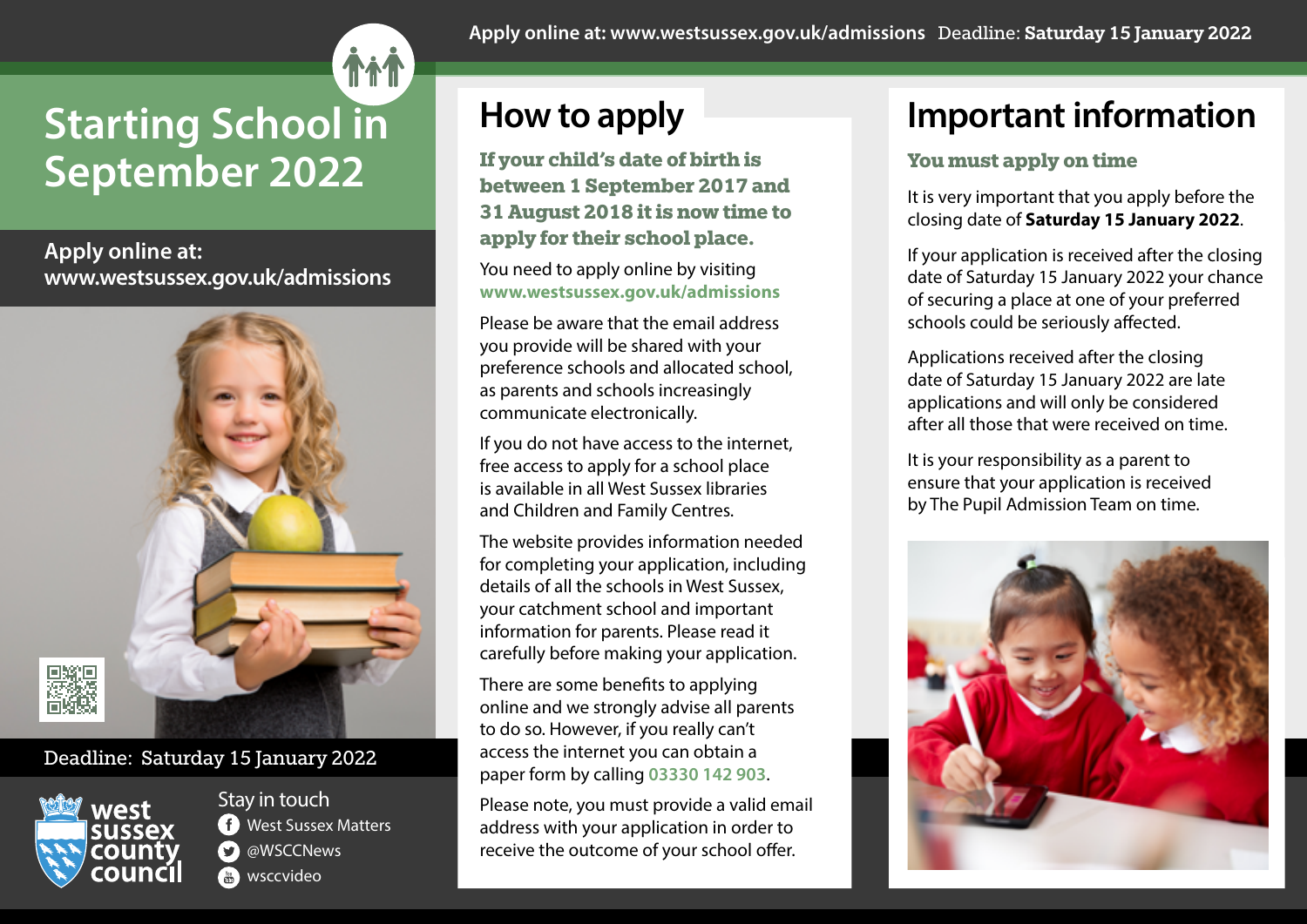Apply online at: www.westsussex.gov.uk/admissions Deadline: **Saturday 15 January 2022**

# Starting School in September 2022

**Apply online at: www.westsussex.gov.uk/admissions**

Deadline: Saturday 15 January 2022

west sussex county council

Stay in touch

- West Sussex Matters
- @WSCCNews
- wsccvideo

## How to apply

**If your child's date of birth is between 1 September 2017 and 31 August 2018 it is now time to apply for their school place.**

You need to apply online by visiting **www.westsussex.gov.uk/admissions**

Please be aware that the email address you provide will be shared with your preference schools and allocated school, as parents and schools increasingly communicate electronically.

If you do not have access to the internet, free access to apply for a school place is available in all West Sussex libraries and Children and Family Centres.

The website provides information needed for completing your application, including details of all the schools in West Sussex, your catchment school and important information for parents. Please read it carefully before making your application.

There are some benefits to applying online and we strongly advise all parents to do so. However, if you really can't access the internet you can obtain a paper form by calling 03330 142 903.

Please note, you must provide a valid email address with your application in order to receive the outcome of your school offer.

## Important information

**You must apply on time**

It is very important that you apply before the closing date of **Saturday 15 January 2022**.

If your application is received after the closing date of Saturday 15 January 2022 your chance of securing a place at one of your preferred schools could be seriously affected.

Applications received after the closing date of Saturday 15 January 2022 are late applications and will only be considered after all those that were received on time.

It is your responsibility as a parent to ensure that your application is received by The Pupil Admission Team on time.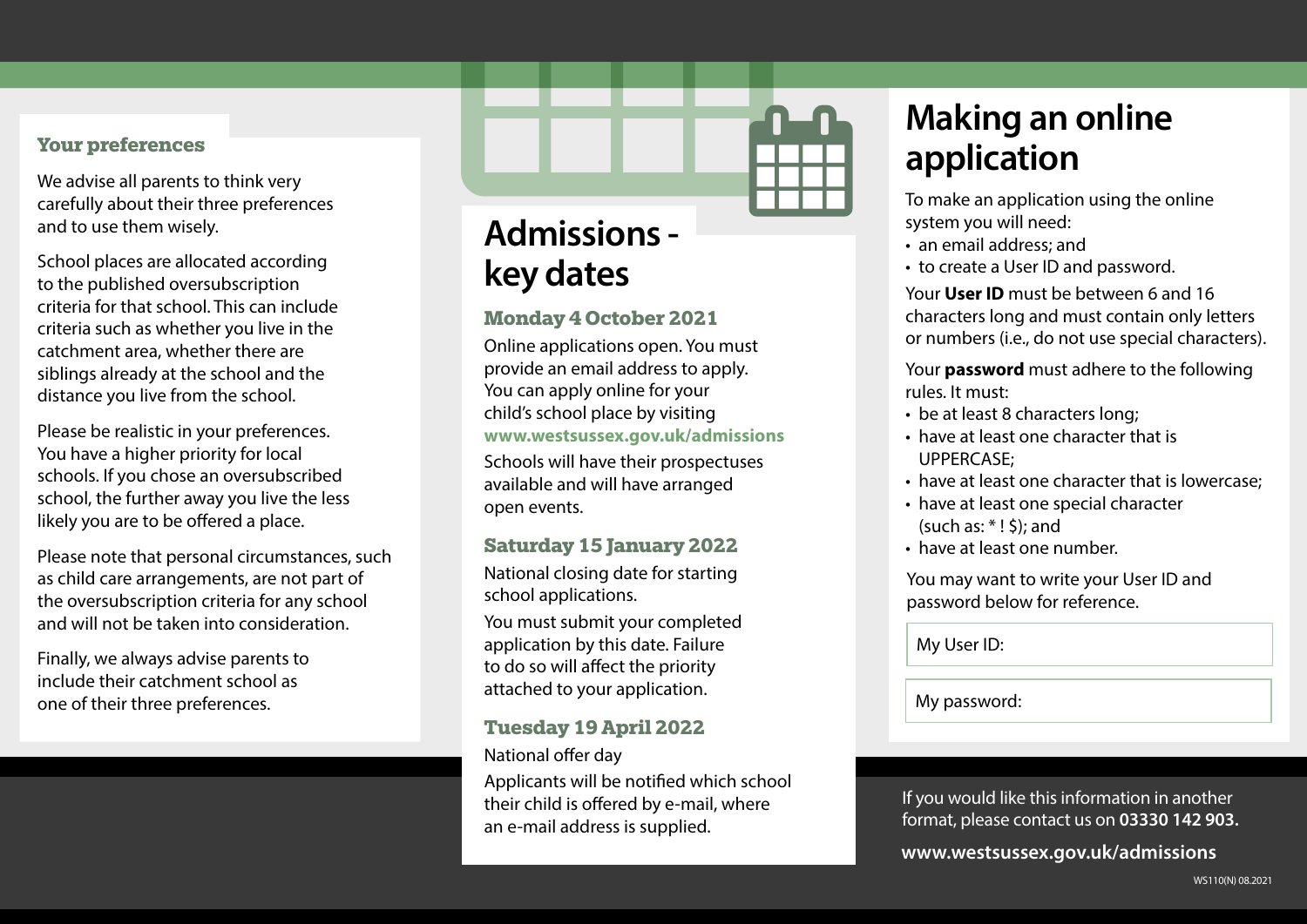### Your preferences

We advise all parents to think very carefully about their three preferences and to use them wisely.

School places are allocated according to the published oversubscription criteria for that school. This can include criteria such as whether you live in the catchment area, whether there are siblings already at the school and the distance you live from the school.

Please be realistic in your preferences. You have a higher priority for local schools. If you chose an oversubscribed school, the further away you live the less likely you are to be offered a place.

Please note that personal circumstances, such as child care arrangements, are not part of the oversubscription criteria for any school and will not be taken into consideration.

Finally, we always advise parents to include their catchment school as one of their three preferences.

## Admissions - key dates

### Monday 4 October 2021

Online applications open. You must provide an email address to apply. You can apply online for your child's school place by visiting **www.westsussex.gov.uk/admissions**

Schools will have their prospectuses available and will have arranged open events.

### Saturday 15 January 2022

National closing date for starting school applications.

You must submit your completed application by this date. Failure to do so will affect the priority attached to your application.

### Tuesday 19 April 2022

National offer day

Applicants will be notified which school their child is offered by e-mail, where an e-mail address is supplied.

## Making an online application

To make an application using the online system you will need:

- an email address; and
- to create a User ID and password.

Your **User ID** must be between 6 and 16 characters long and must contain only letters or numbers (i.e., do not use special characters).

Your **password** must adhere to the following rules. It must:

- be at least 8 characters long;
- have at least one character that is UPPERCASE;
- have at least one character that is lowercase;
- have at least one special character (such as: * ! $); and
- have at least one number.

You may want to write your User ID and password below for reference.

My User ID:

My password:

If you would like this information in another format, please contact us on **03330 142 903.**

**www.westsussex.gov.uk/admissions**

WS110(N) 08.2021